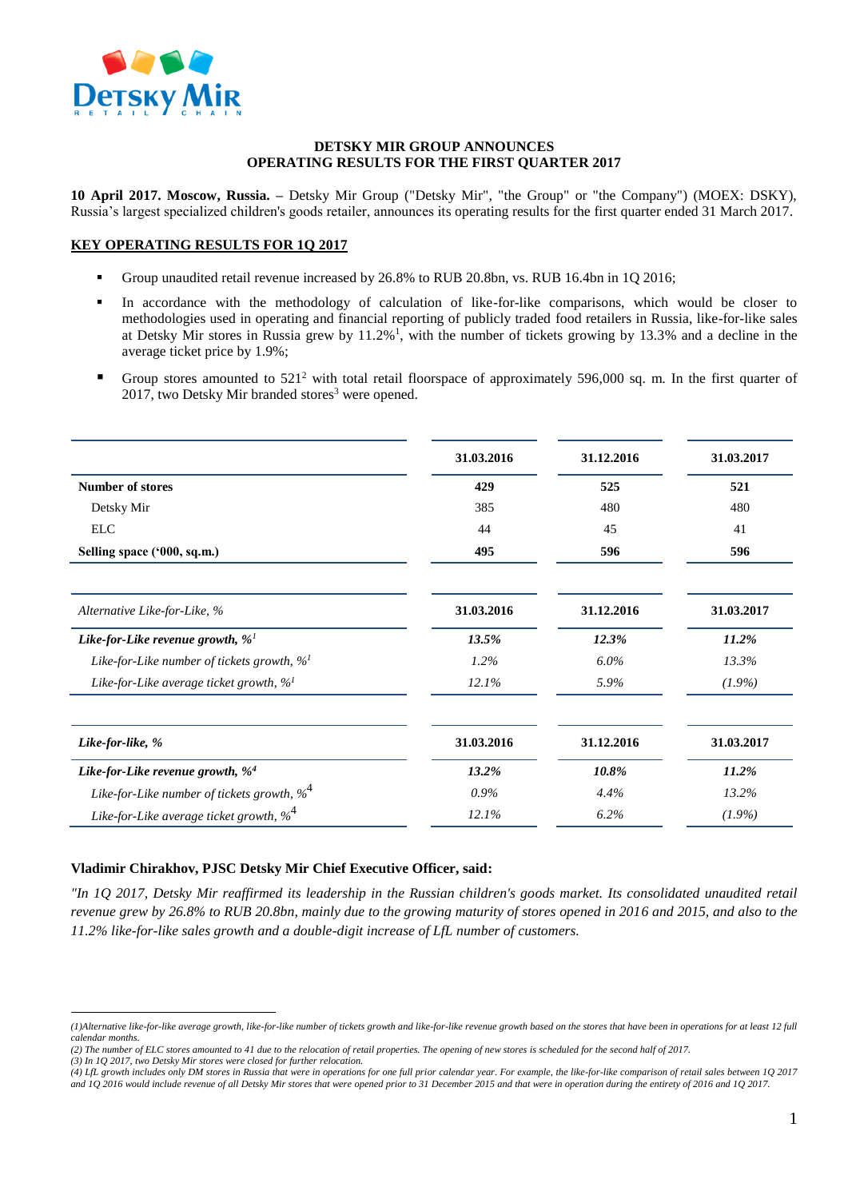**DETSKY MIR GROUP ANNOUNCES**
**OPERATING RESULTS FOR THE FIRST QUARTER 2017**

**10 April 2017. Moscow, Russia. –** Detsky Mir Group ("Detsky Mir", "the Group" or "the Company") (MOEX: DSKY), Russia's largest specialized children's goods retailer, announces its operating results for the first quarter ended 31 March 2017.

## KEY OPERATING RESULTS FOR 1Q 2017

- Group unaudited retail revenue increased by 26.8% to RUB 20.8bn, vs. RUB 16.4bn in 1Q 2016;
- In accordance with the methodology of calculation of like-for-like comparisons, which would be closer to methodologies used in operating and financial reporting of publicly traded food retailers in Russia, like-for-like sales at Detsky Mir stores in Russia grew by 11.2%[1], with the number of tickets growing by 13.3% and a decline in the average ticket price by 1.9%;
- Group stores amounted to 521[2] with total retail floorspace of approximately 596,000 sq. m. In the first quarter of 2017, two Detsky Mir branded stores[3] were opened.

| | 31.03.2016 | 31.12.2016 | 31.03.2017 |
|---|---|---|---|
| **Number of stores** | **429** | **525** | **521** |
| Detsky Mir | 385 | 480 | 480 |
| ELC | 44 | 45 | 41 |
| **Selling space ('000, sq.m.)** | **495** | **596** | **596** |

| *Alternative Like-for-Like, %* | 31.03.2016 | 31.12.2016 | 31.03.2017 |
|---|---|---|---|
| ***Like-for-Like revenue growth, %[1]*** | ***13.5%*** | ***12.3%*** | ***11.2%*** |
| *Like-for-Like number of tickets growth, %[1]* | *1.2%* | *6.0%* | *13.3%* |
| *Like-for-Like average ticket growth, %[1]* | *12.1%* | *5.9%* | *(1.9%)* |

| ***Like-for-like, %*** | 31.03.2016 | 31.12.2016 | 31.03.2017 |
|---|---|---|---|
| ***Like-for-Like revenue growth, %[4]*** | ***13.2%*** | ***10.8%*** | ***11.2%*** |
| *Like-for-Like number of tickets growth, %[4]* | *0.9%* | *4.4%* | *13.2%* |
| *Like-for-Like average ticket growth, %[4]* | *12.1%* | *6.2%* | *(1.9%)* |

**Vladimir Chirakhov, PJSC Detsky Mir Chief Executive Officer, said:**

*"In 1Q 2017, Detsky Mir reaffirmed its leadership in the Russian children's goods market. Its consolidated unaudited retail revenue grew by 26.8% to RUB 20.8bn, mainly due to the growing maturity of stores opened in 2016 and 2015, and also to the 11.2% like-for-like sales growth and a double-digit increase of LfL number of customers.*

---

*(1)Alternative like-for-like average growth, like-for-like number of tickets growth and like-for-like revenue growth based on the stores that have been in operations for at least 12 full calendar months.*
*(2) The number of ELC stores amounted to 41 due to the relocation of retail properties. The opening of new stores is scheduled for the second half of 2017.*
*(3) In 1Q 2017, two Detsky Mir stores were closed for further relocation.*
*(4) LfL growth includes only DM stores in Russia that were in operations for one full prior calendar year. For example, the like-for-like comparison of retail sales between 1Q 2017 and 1Q 2016 would include revenue of all Detsky Mir stores that were opened prior to 31 December 2015 and that were in operation during the entirety of 2016 and 1Q 2017.*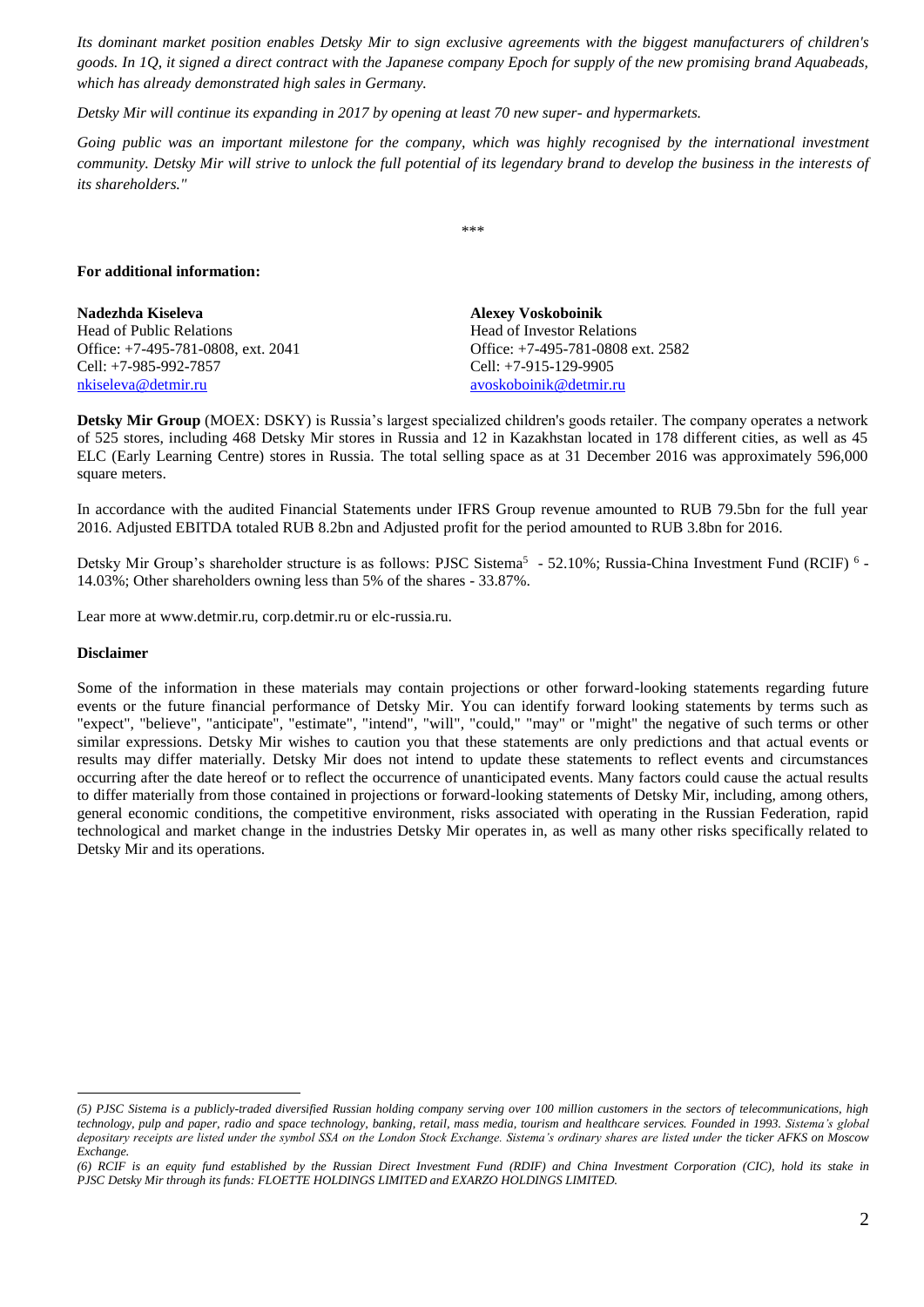*Its dominant market position enables Detsky Mir to sign exclusive agreements with the biggest manufacturers of children's goods. In 1Q, it signed a direct contract with the Japanese company Epoch for supply of the new promising brand Aquabeads, which has already demonstrated high sales in Germany.*

*Detsky Mir will continue its expanding in 2017 by opening at least 70 new super- and hypermarkets.*

*Going public was an important milestone for the company, which was highly recognised by the international investment community. Detsky Mir will strive to unlock the full potential of its legendary brand to develop the business in the interests of its shareholders."*

\*\*\*

**For additional information:**

**Nadezhda Kiseleva**
Head of Public Relations
Office: +7-495-781-0808, ext. 2041
Cell: +7-985-992-7857
nkiseleva@detmir.ru

**Alexey Voskoboinik**
Head of Investor Relations
Office: +7-495-781-0808 ext. 2582
Cell: +7-915-129-9905
avoskoboinik@detmir.ru

**Detsky Mir Group** (MOEX: DSKY) is Russia's largest specialized children's goods retailer. The company operates a network of 525 stores, including 468 Detsky Mir stores in Russia and 12 in Kazakhstan located in 178 different cities, as well as 45 ELC (Early Learning Centre) stores in Russia. The total selling space as at 31 December 2016 was approximately 596,000 square meters.

In accordance with the audited Financial Statements under IFRS Group revenue amounted to RUB 79.5bn for the full year 2016. Adjusted EBITDA totaled RUB 8.2bn and Adjusted profit for the period amounted to RUB 3.8bn for 2016.

Detsky Mir Group's shareholder structure is as follows: PJSC Sistema[5] - 52.10%; Russia-China Investment Fund (RCIF) [6] - 14.03%; Other shareholders owning less than 5% of the shares - 33.87%.

Lear more at www.detmir.ru, corp.detmir.ru or elc-russia.ru.

**Disclaimer**

Some of the information in these materials may contain projections or other forward-looking statements regarding future events or the future financial performance of Detsky Mir. You can identify forward looking statements by terms such as "expect", "believe", "anticipate", "estimate", "intend", "will", "could," "may" or "might" the negative of such terms or other similar expressions. Detsky Mir wishes to caution you that these statements are only predictions and that actual events or results may differ materially. Detsky Mir does not intend to update these statements to reflect events and circumstances occurring after the date hereof or to reflect the occurrence of unanticipated events. Many factors could cause the actual results to differ materially from those contained in projections or forward-looking statements of Detsky Mir, including, among others, general economic conditions, the competitive environment, risks associated with operating in the Russian Federation, rapid technological and market change in the industries Detsky Mir operates in, as well as many other risks specifically related to Detsky Mir and its operations.

---

*(5) PJSC Sistema is a publicly-traded diversified Russian holding company serving over 100 million customers in the sectors of telecommunications, high technology, pulp and paper, radio and space technology, banking, retail, mass media, tourism and healthcare services. Founded in 1993. Sistema's global depositary receipts are listed under the symbol SSA on the London Stock Exchange. Sistema's ordinary shares are listed under the ticker AFKS on Moscow Exchange.*

*(6) RCIF is an equity fund established by the Russian Direct Investment Fund (RDIF) and China Investment Corporation (CIC), hold its stake in PJSC Detsky Mir through its funds: FLOETTE HOLDINGS LIMITED and EXARZO HOLDINGS LIMITED.*